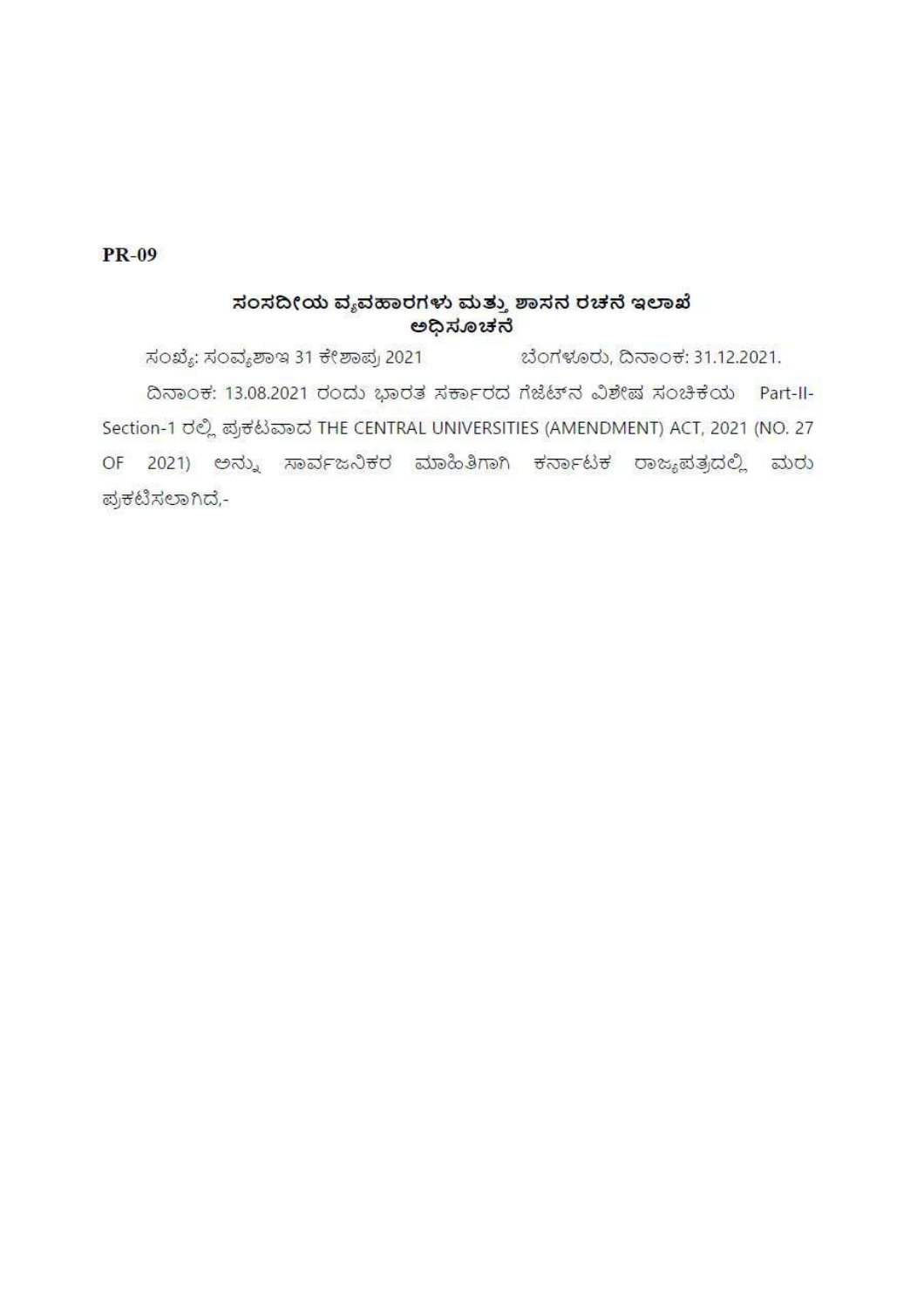**PR-09**

## ಸಂಸದೀಯ ವ್ಯವಹಾರಗಳು ಮತ್ತು ಶಾಸನ ರಚನೆ ಇಲಾಖೆ
## ಅಧಿಸೂಚನೆ

ಸಂಖ್ಯೆ: ಸಂವ್ಯಶಾಇ 31 ಕೇಶಾಪ್ರ 2021 ಬೆಂಗಳೂರು, ದಿನಾಂಕ: 31.12.2021.

ದಿನಾಂಕ: 13.08.2021 ರಂದು ಭಾರತ ಸರ್ಕಾರದ ಗೆಜೆಟ್‌ನ ವಿಶೇಷ ಸಂಚಿಕೆಯ Part-II-Section-1 ರಲ್ಲಿ ಪ್ರಕಟವಾದ THE CENTRAL UNIVERSITIES (AMENDMENT) ACT, 2021 (NO. 27 OF 2021) ಅನ್ನು ಸಾರ್ವಜನಿಕರ ಮಾಹಿತಿಗಾಗಿ ಕರ್ನಾಟಕ ರಾಜ್ಯಪತ್ರದಲ್ಲಿ ಮರು ಪ್ರಕಟಿಸಲಾಗಿದೆ,-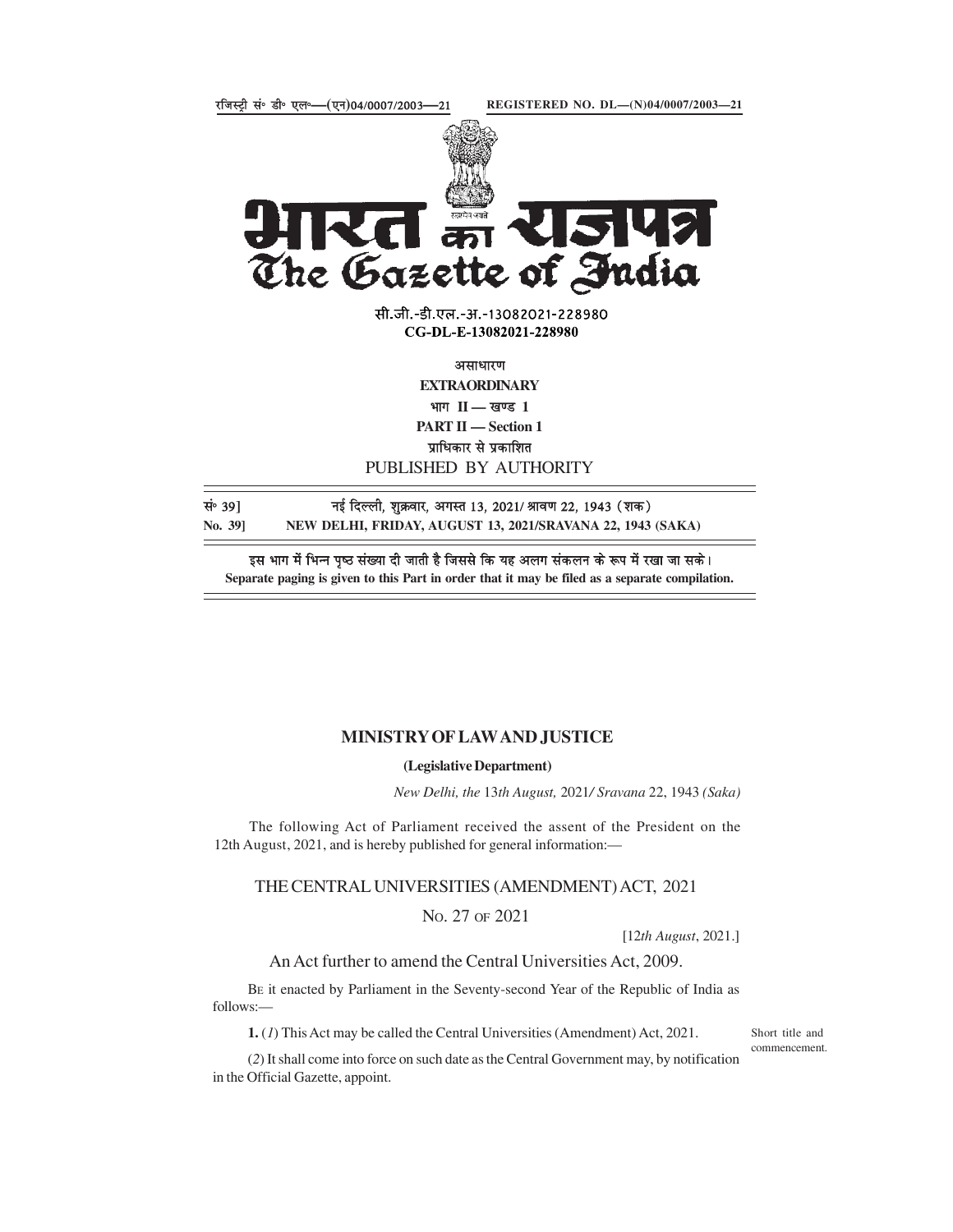रजिस्ट्री सं॰ डी॰ एल॰—(एन)04/0007/2003—21 REGISTERED NO. DL—(N)04/0007/2003—21

# भारत का राजपत्र
# The Gazette of India

सी.जी.-डी.एल.-अ.-13082021-228980
**CG-DL-E-13082021-228980**

असाधारण
**EXTRAORDINARY**
भाग II — खण्ड 1
**PART II — Section 1**
प्राधिकार से प्रकाशित
PUBLISHED BY AUTHORITY

सं॰ 39] नई दिल्ली, शुक्रवार, अगस्त 13, 2021/ श्रावण 22, 1943 (शक)
**No. 39] NEW DELHI, FRIDAY, AUGUST 13, 2021/SRAVANA 22, 1943 (SAKA)**

इस भाग में भिन्न पृष्ठ संख्या दी जाती है जिससे कि यह अलग संकलन के रूप में रखा जा सके।
**Separate paging is given to this Part in order that it may be filed as a separate compilation.**

## MINISTRY OF LAW AND JUSTICE

**(Legislative Department)**

*New Delhi, the* 13*th August,* 2021*/ Sravana* 22, 1943 *(Saka)*

The following Act of Parliament received the assent of the President on the 12th August, 2021, and is hereby published for general information:—

## THE CENTRAL UNIVERSITIES (AMENDMENT) ACT, 2021

NO. 27 OF 2021

[12*th August*, 2021.]

An Act further to amend the Central Universities Act, 2009.

BE it enacted by Parliament in the Seventy-second Year of the Republic of India as follows:—

Short title and commencement.

**1.** (*1*) This Act may be called the Central Universities (Amendment) Act, 2021.

(*2*) It shall come into force on such date as the Central Government may, by notification in the Official Gazette, appoint.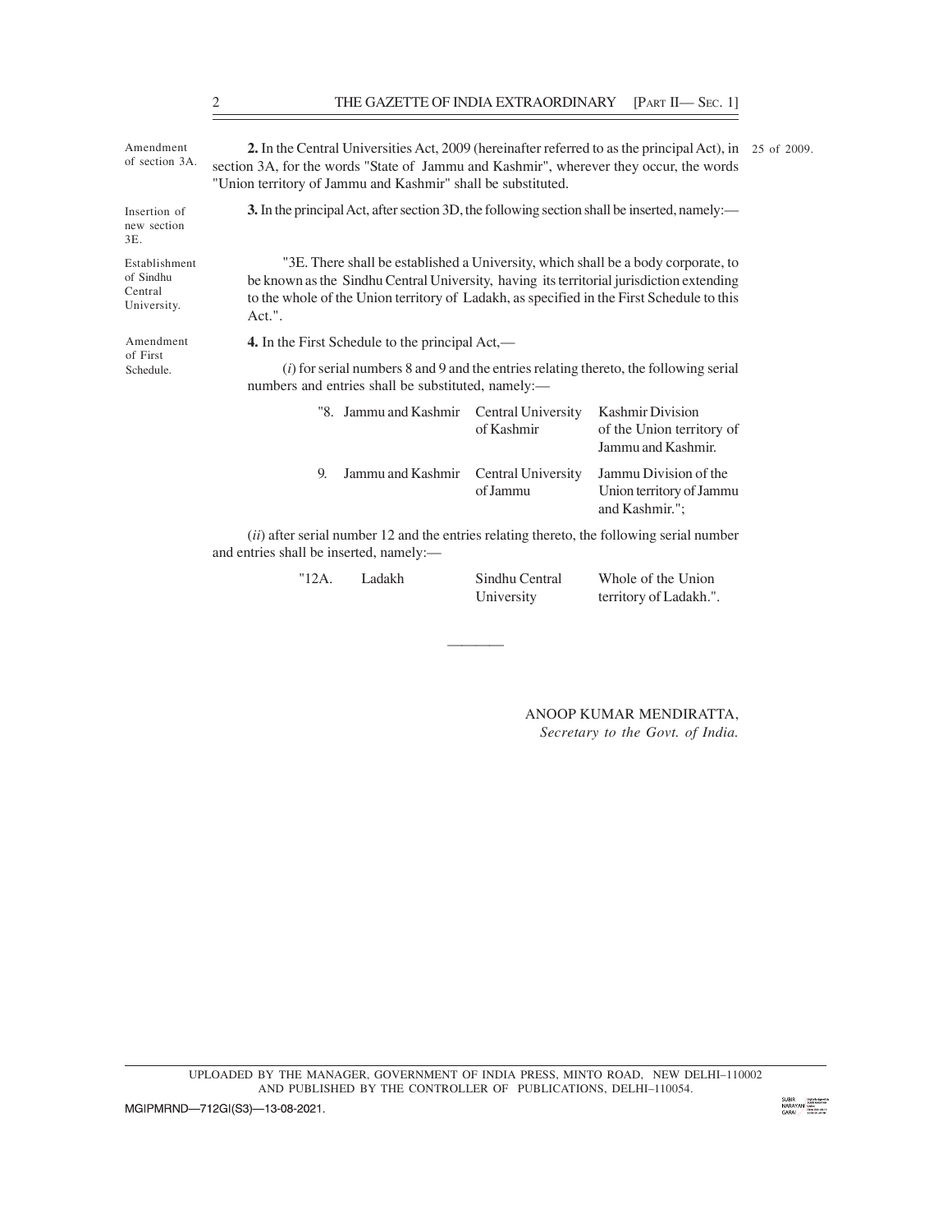Amendment of section 3A.

**2.** In the Central Universities Act, 2009 (hereinafter referred to as the principal Act), in section 3A, for the words "State of Jammu and Kashmir", wherever they occur, the words "Union territory of Jammu and Kashmir" shall be substituted. 25 of 2009.

Insertion of new section 3E.

**3.** In the principal Act, after section 3D, the following section shall be inserted, namely:—

Establishment of Sindhu Central University.

"3E. There shall be established a University, which shall be a body corporate, to be known as the Sindhu Central University, having its territorial jurisdiction extending to the whole of the Union territory of Ladakh, as specified in the First Schedule to this Act.".

Amendment of First Schedule.

**4.** In the First Schedule to the principal Act,—

(*i*) for serial numbers 8 and 9 and the entries relating thereto, the following serial numbers and entries shall be substituted, namely:—

| | | | |
|---|---|---|---|
| "8. | Jammu and Kashmir | Central University of Kashmir | Kashmir Division of the Union territory of Jammu and Kashmir. |
| 9. | Jammu and Kashmir | Central University of Jammu | Jammu Division of the Union territory of Jammu and Kashmir."; |

(*ii*) after serial number 12 and the entries relating thereto, the following serial number and entries shall be inserted, namely:—

| | | | |
|---|---|---|---|
| "12A. | Ladakh | Sindhu Central University | Whole of the Union territory of Ladakh.". |

———

ANOOP KUMAR MENDIRATTA,
*Secretary to the Govt. of India.*

UPLOADED BY THE MANAGER, GOVERNMENT OF INDIA PRESS, MINTO ROAD, NEW DELHI–110002 AND PUBLISHED BY THE CONTROLLER OF PUBLICATIONS, DELHI–110054.

MGIPMRND—712GI(S3)—13-08-2021.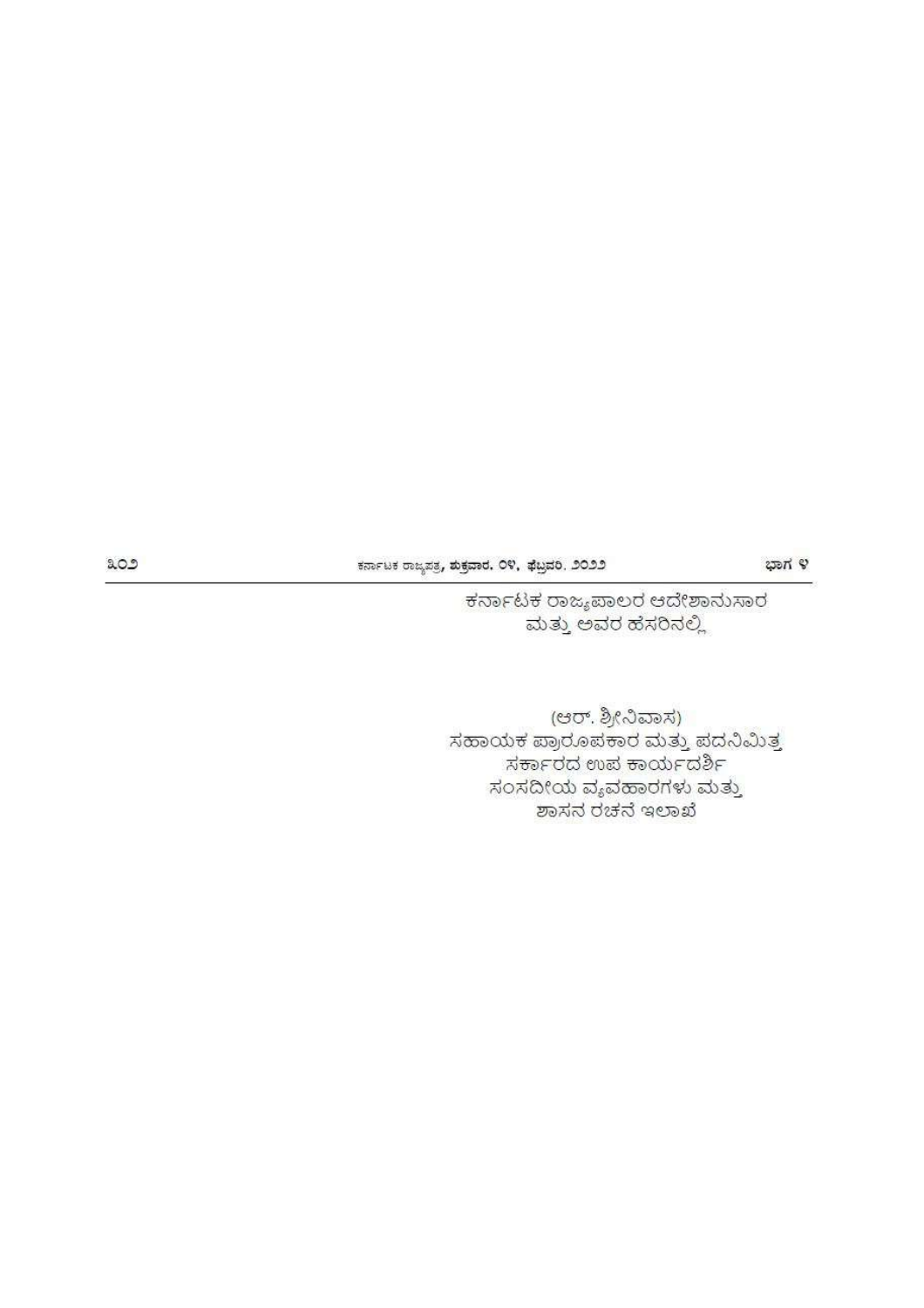ಕರ್ನಾಟಕ ರಾಜ್ಯಪಾಲರ ಆದೇಶಾನುಸಾರ
ಮತ್ತು ಅವರ ಹೆಸರಿನಲ್ಲಿ

(ಆರ್. ಶ್ರೀನಿವಾಸ)
ಸಹಾಯಕ ಪ್ರಾರೂಪಕಾರ ಮತ್ತು ಪದನಿಮಿತ್ತ
ಸರ್ಕಾರದ ಉಪ ಕಾರ್ಯದರ್ಶಿ
ಸಂಸದೀಯ ವ್ಯವಹಾರಗಳು ಮತ್ತು
ಶಾಸನ ರಚನೆ ಇಲಾಖೆ